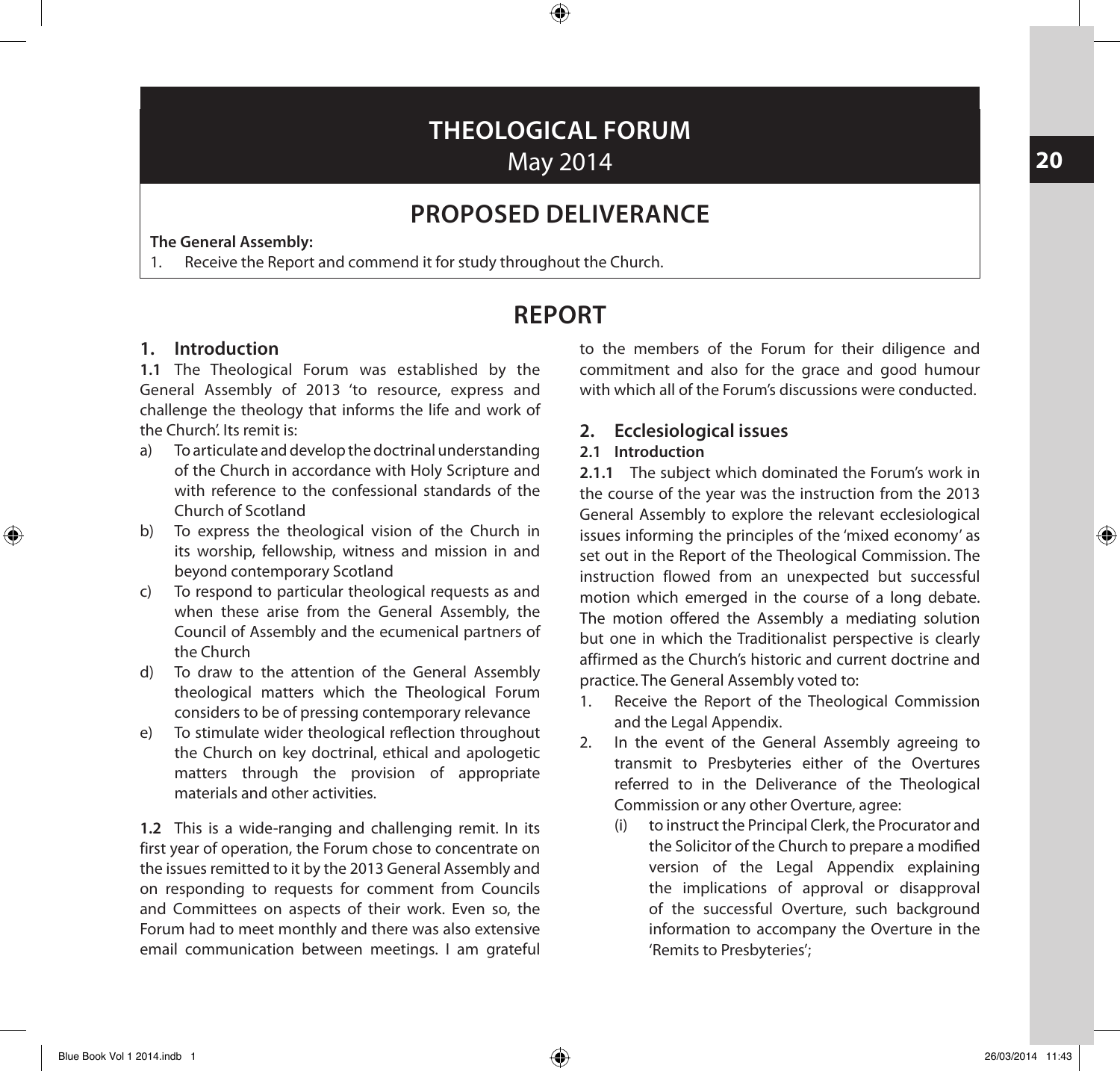# THEOLOGICAL FORUM
May 2014

## PROPOSED DELIVERANCE

**The General Assembly:**

1. Receive the Report and commend it for study throughout the Church.

## REPORT

### 1. Introduction

**1.1** The Theological Forum was established by the General Assembly of 2013 'to resource, express and challenge the theology that informs the life and work of the Church'. Its remit is:

a) To articulate and develop the doctrinal understanding of the Church in accordance with Holy Scripture and with reference to the confessional standards of the Church of Scotland
b) To express the theological vision of the Church in its worship, fellowship, witness and mission in and beyond contemporary Scotland
c) To respond to particular theological requests as and when these arise from the General Assembly, the Council of Assembly and the ecumenical partners of the Church
d) To draw to the attention of the General Assembly theological matters which the Theological Forum considers to be of pressing contemporary relevance
e) To stimulate wider theological reflection throughout the Church on key doctrinal, ethical and apologetic matters through the provision of appropriate materials and other activities.

**1.2** This is a wide-ranging and challenging remit. In its first year of operation, the Forum chose to concentrate on the issues remitted to it by the 2013 General Assembly and on responding to requests for comment from Councils and Committees on aspects of their work. Even so, the Forum had to meet monthly and there was also extensive email communication between meetings. I am grateful to the members of the Forum for their diligence and commitment and also for the grace and good humour with which all of the Forum's discussions were conducted.

### 2. Ecclesiological issues

#### 2.1 Introduction

**2.1.1** The subject which dominated the Forum's work in the course of the year was the instruction from the 2013 General Assembly to explore the relevant ecclesiological issues informing the principles of the 'mixed economy' as set out in the Report of the Theological Commission. The instruction flowed from an unexpected but successful motion which emerged in the course of a long debate. The motion offered the Assembly a mediating solution but one in which the Traditionalist perspective is clearly affirmed as the Church's historic and current doctrine and practice. The General Assembly voted to:

1. Receive the Report of the Theological Commission and the Legal Appendix.
2. In the event of the General Assembly agreeing to transmit to Presbyteries either of the Overtures referred to in the Deliverance of the Theological Commission or any other Overture, agree:
   (i) to instruct the Principal Clerk, the Procurator and the Solicitor of the Church to prepare a modified version of the Legal Appendix explaining the implications of approval or disapproval of the successful Overture, such background information to accompany the Overture in the 'Remits to Presbyteries';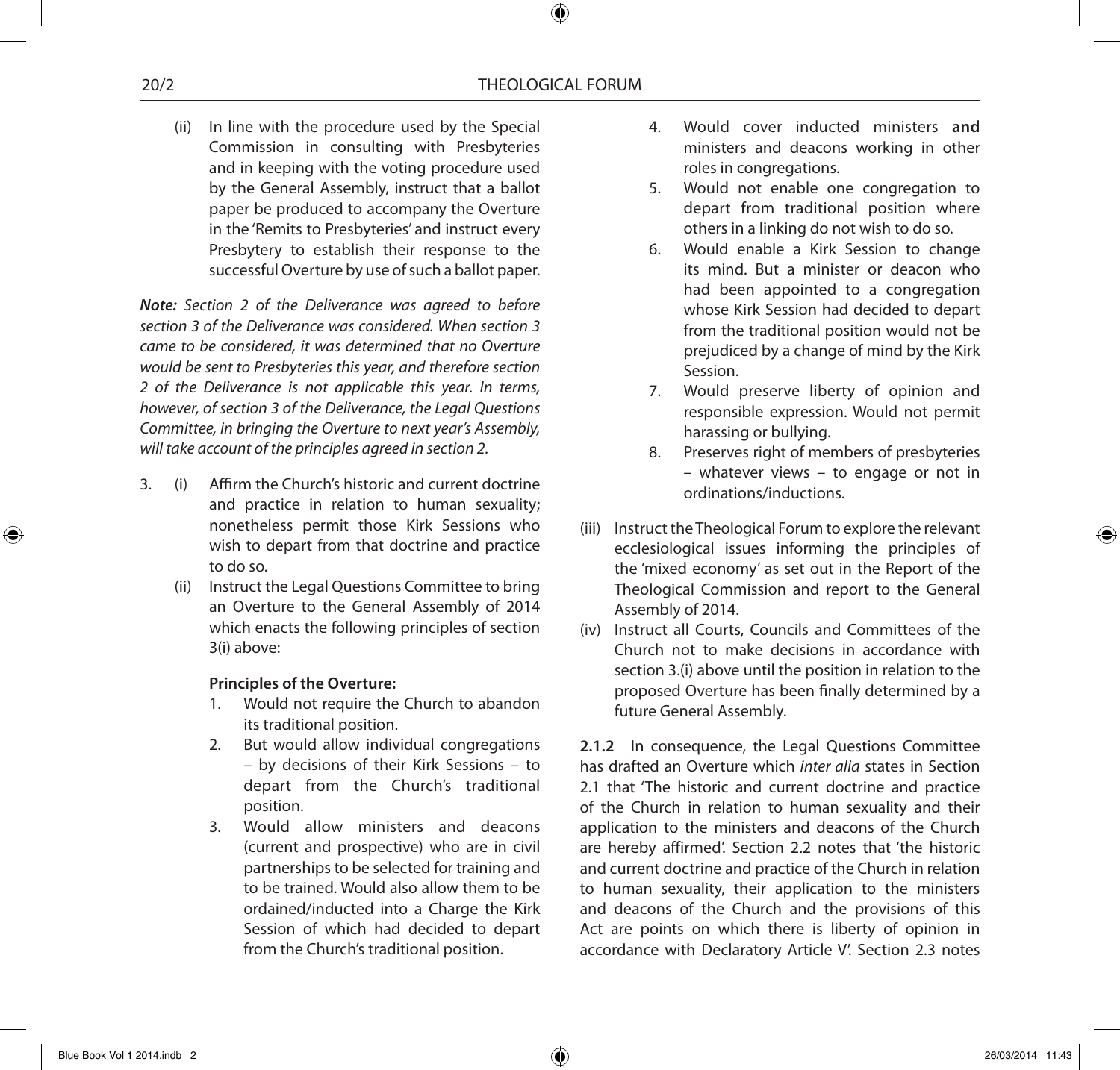(ii) In line with the procedure used by the Special Commission in consulting with Presbyteries and in keeping with the voting procedure used by the General Assembly, instruct that a ballot paper be produced to accompany the Overture in the 'Remits to Presbyteries' and instruct every Presbytery to establish their response to the successful Overture by use of such a ballot paper.

***Note:*** *Section 2 of the Deliverance was agreed to before section 3 of the Deliverance was considered. When section 3 came to be considered, it was determined that no Overture would be sent to Presbyteries this year, and therefore section 2 of the Deliverance is not applicable this year. In terms, however, of section 3 of the Deliverance, the Legal Questions Committee, in bringing the Overture to next year's Assembly, will take account of the principles agreed in section 2.*

3. (i) Affirm the Church's historic and current doctrine and practice in relation to human sexuality; nonetheless permit those Kirk Sessions who wish to depart from that doctrine and practice to do so.

   (ii) Instruct the Legal Questions Committee to bring an Overture to the General Assembly of 2014 which enacts the following principles of section 3(i) above:

   **Principles of the Overture:**

   1. Would not require the Church to abandon its traditional position.
   2. But would allow individual congregations – by decisions of their Kirk Sessions – to depart from the Church's traditional position.
   3. Would allow ministers and deacons (current and prospective) who are in civil partnerships to be selected for training and to be trained. Would also allow them to be ordained/inducted into a Charge the Kirk Session of which had decided to depart from the Church's traditional position.
   4. Would cover inducted ministers **and** ministers and deacons working in other roles in congregations.
   5. Would not enable one congregation to depart from traditional position where others in a linking do not wish to do so.
   6. Would enable a Kirk Session to change its mind. But a minister or deacon who had been appointed to a congregation whose Kirk Session had decided to depart from the traditional position would not be prejudiced by a change of mind by the Kirk Session.
   7. Would preserve liberty of opinion and responsible expression. Would not permit harassing or bullying.
   8. Preserves right of members of presbyteries – whatever views – to engage or not in ordinations/inductions.

   (iii) Instruct the Theological Forum to explore the relevant ecclesiological issues informing the principles of the 'mixed economy' as set out in the Report of the Theological Commission and report to the General Assembly of 2014.

   (iv) Instruct all Courts, Councils and Committees of the Church not to make decisions in accordance with section 3.(i) above until the position in relation to the proposed Overture has been finally determined by a future General Assembly.

**2.1.2** In consequence, the Legal Questions Committee has drafted an Overture which *inter alia* states in Section 2.1 that 'The historic and current doctrine and practice of the Church in relation to human sexuality and their application to the ministers and deacons of the Church are hereby affirmed'. Section 2.2 notes that 'the historic and current doctrine and practice of the Church in relation to human sexuality, their application to the ministers and deacons of the Church and the provisions of this Act are points on which there is liberty of opinion in accordance with Declaratory Article V'. Section 2.3 notes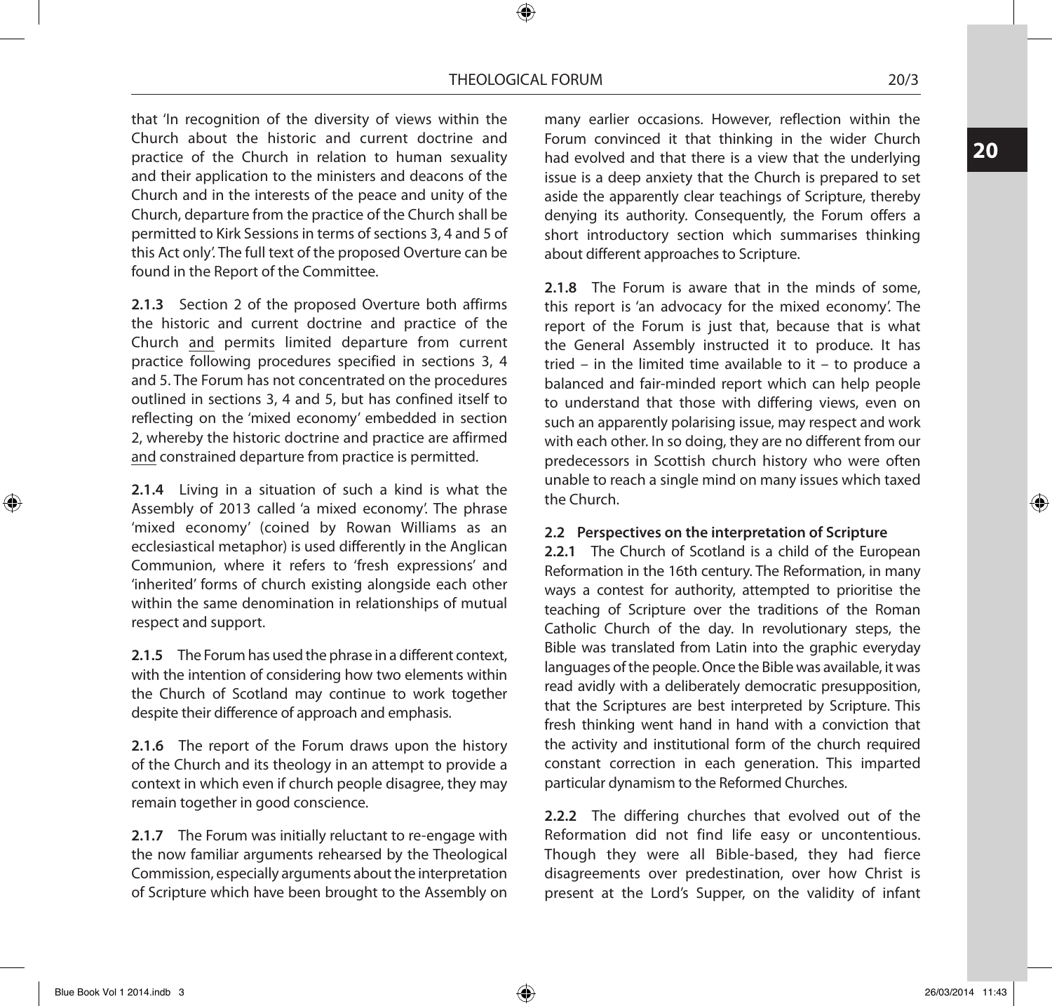that 'In recognition of the diversity of views within the Church about the historic and current doctrine and practice of the Church in relation to human sexuality and their application to the ministers and deacons of the Church and in the interests of the peace and unity of the Church, departure from the practice of the Church shall be permitted to Kirk Sessions in terms of sections 3, 4 and 5 of this Act only'. The full text of the proposed Overture can be found in the Report of the Committee.

**2.1.3** Section 2 of the proposed Overture both affirms the historic and current doctrine and practice of the Church <u>and</u> permits limited departure from current practice following procedures specified in sections 3, 4 and 5. The Forum has not concentrated on the procedures outlined in sections 3, 4 and 5, but has confined itself to reflecting on the 'mixed economy' embedded in section 2, whereby the historic doctrine and practice are affirmed <u>and</u> constrained departure from practice is permitted.

**2.1.4** Living in a situation of such a kind is what the Assembly of 2013 called 'a mixed economy'. The phrase 'mixed economy' (coined by Rowan Williams as an ecclesiastical metaphor) is used differently in the Anglican Communion, where it refers to 'fresh expressions' and 'inherited' forms of church existing alongside each other within the same denomination in relationships of mutual respect and support.

**2.1.5** The Forum has used the phrase in a different context, with the intention of considering how two elements within the Church of Scotland may continue to work together despite their difference of approach and emphasis.

**2.1.6** The report of the Forum draws upon the history of the Church and its theology in an attempt to provide a context in which even if church people disagree, they may remain together in good conscience.

**2.1.7** The Forum was initially reluctant to re-engage with the now familiar arguments rehearsed by the Theological Commission, especially arguments about the interpretation of Scripture which have been brought to the Assembly on many earlier occasions. However, reflection within the Forum convinced it that thinking in the wider Church had evolved and that there is a view that the underlying issue is a deep anxiety that the Church is prepared to set aside the apparently clear teachings of Scripture, thereby denying its authority. Consequently, the Forum offers a short introductory section which summarises thinking about different approaches to Scripture.

**2.1.8** The Forum is aware that in the minds of some, this report is 'an advocacy for the mixed economy'. The report of the Forum is just that, because that is what the General Assembly instructed it to produce. It has tried – in the limited time available to it – to produce a balanced and fair-minded report which can help people to understand that those with differing views, even on such an apparently polarising issue, may respect and work with each other. In so doing, they are no different from our predecessors in Scottish church history who were often unable to reach a single mind on many issues which taxed the Church.

### 2.2 Perspectives on the interpretation of Scripture

**2.2.1** The Church of Scotland is a child of the European Reformation in the 16th century. The Reformation, in many ways a contest for authority, attempted to prioritise the teaching of Scripture over the traditions of the Roman Catholic Church of the day. In revolutionary steps, the Bible was translated from Latin into the graphic everyday languages of the people. Once the Bible was available, it was read avidly with a deliberately democratic presupposition, that the Scriptures are best interpreted by Scripture. This fresh thinking went hand in hand with a conviction that the activity and institutional form of the church required constant correction in each generation. This imparted particular dynamism to the Reformed Churches.

**2.2.2** The differing churches that evolved out of the Reformation did not find life easy or uncontentious. Though they were all Bible-based, they had fierce disagreements over predestination, over how Christ is present at the Lord's Supper, on the validity of infant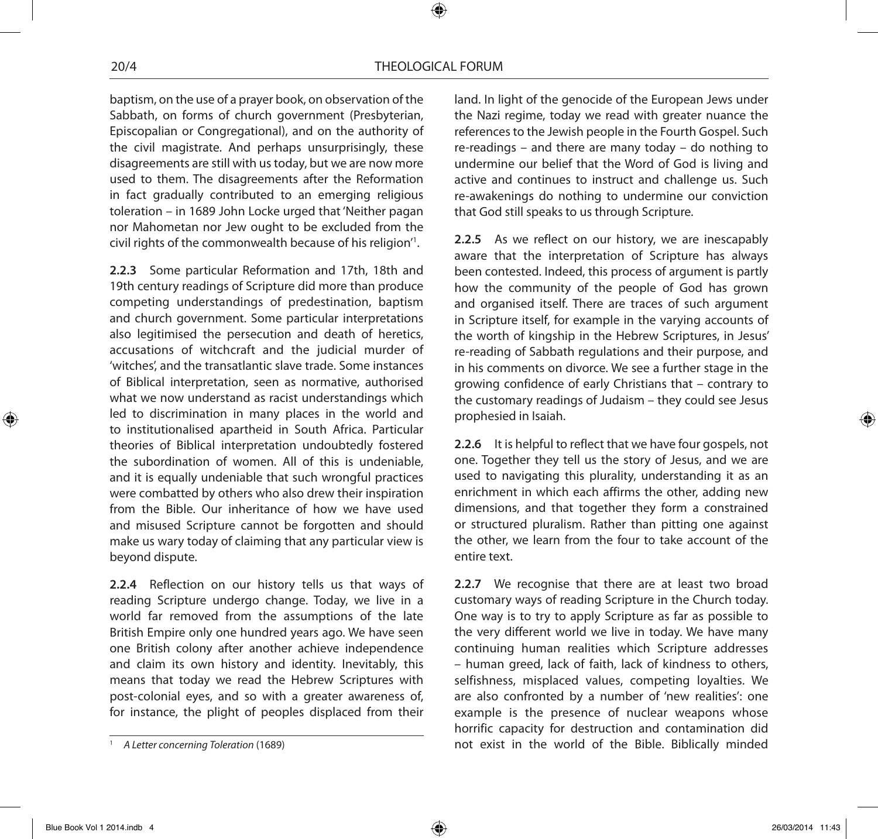baptism, on the use of a prayer book, on observation of the Sabbath, on forms of church government (Presbyterian, Episcopalian or Congregational), and on the authority of the civil magistrate. And perhaps unsurprisingly, these disagreements are still with us today, but we are now more used to them. The disagreements after the Reformation in fact gradually contributed to an emerging religious toleration – in 1689 John Locke urged that 'Neither pagan nor Mahometan nor Jew ought to be excluded from the civil rights of the commonwealth because of his religion'[1].

**2.2.3** Some particular Reformation and 17th, 18th and 19th century readings of Scripture did more than produce competing understandings of predestination, baptism and church government. Some particular interpretations also legitimised the persecution and death of heretics, accusations of witchcraft and the judicial murder of 'witches', and the transatlantic slave trade. Some instances of Biblical interpretation, seen as normative, authorised what we now understand as racist understandings which led to discrimination in many places in the world and to institutionalised apartheid in South Africa. Particular theories of Biblical interpretation undoubtedly fostered the subordination of women. All of this is undeniable, and it is equally undeniable that such wrongful practices were combatted by others who also drew their inspiration from the Bible. Our inheritance of how we have used and misused Scripture cannot be forgotten and should make us wary today of claiming that any particular view is beyond dispute.

**2.2.4** Reflection on our history tells us that ways of reading Scripture undergo change. Today, we live in a world far removed from the assumptions of the late British Empire only one hundred years ago. We have seen one British colony after another achieve independence and claim its own history and identity. Inevitably, this means that today we read the Hebrew Scriptures with post-colonial eyes, and so with a greater awareness of, for instance, the plight of peoples displaced from their land. In light of the genocide of the European Jews under the Nazi regime, today we read with greater nuance the references to the Jewish people in the Fourth Gospel. Such re-readings – and there are many today – do nothing to undermine our belief that the Word of God is living and active and continues to instruct and challenge us. Such re-awakenings do nothing to undermine our conviction that God still speaks to us through Scripture.

**2.2.5** As we reflect on our history, we are inescapably aware that the interpretation of Scripture has always been contested. Indeed, this process of argument is partly how the community of the people of God has grown and organised itself. There are traces of such argument in Scripture itself, for example in the varying accounts of the worth of kingship in the Hebrew Scriptures, in Jesus' re-reading of Sabbath regulations and their purpose, and in his comments on divorce. We see a further stage in the growing confidence of early Christians that – contrary to the customary readings of Judaism – they could see Jesus prophesied in Isaiah.

**2.2.6** It is helpful to reflect that we have four gospels, not one. Together they tell us the story of Jesus, and we are used to navigating this plurality, understanding it as an enrichment in which each affirms the other, adding new dimensions, and that together they form a constrained or structured pluralism. Rather than pitting one against the other, we learn from the four to take account of the entire text.

**2.2.7** We recognise that there are at least two broad customary ways of reading Scripture in the Church today. One way is to try to apply Scripture as far as possible to the very different world we live in today. We have many continuing human realities which Scripture addresses – human greed, lack of faith, lack of kindness to others, selfishness, misplaced values, competing loyalties. We are also confronted by a number of 'new realities': one example is the presence of nuclear weapons whose horrific capacity for destruction and contamination did not exist in the world of the Bible. Biblically minded

---

[1] *A Letter concerning Toleration* (1689)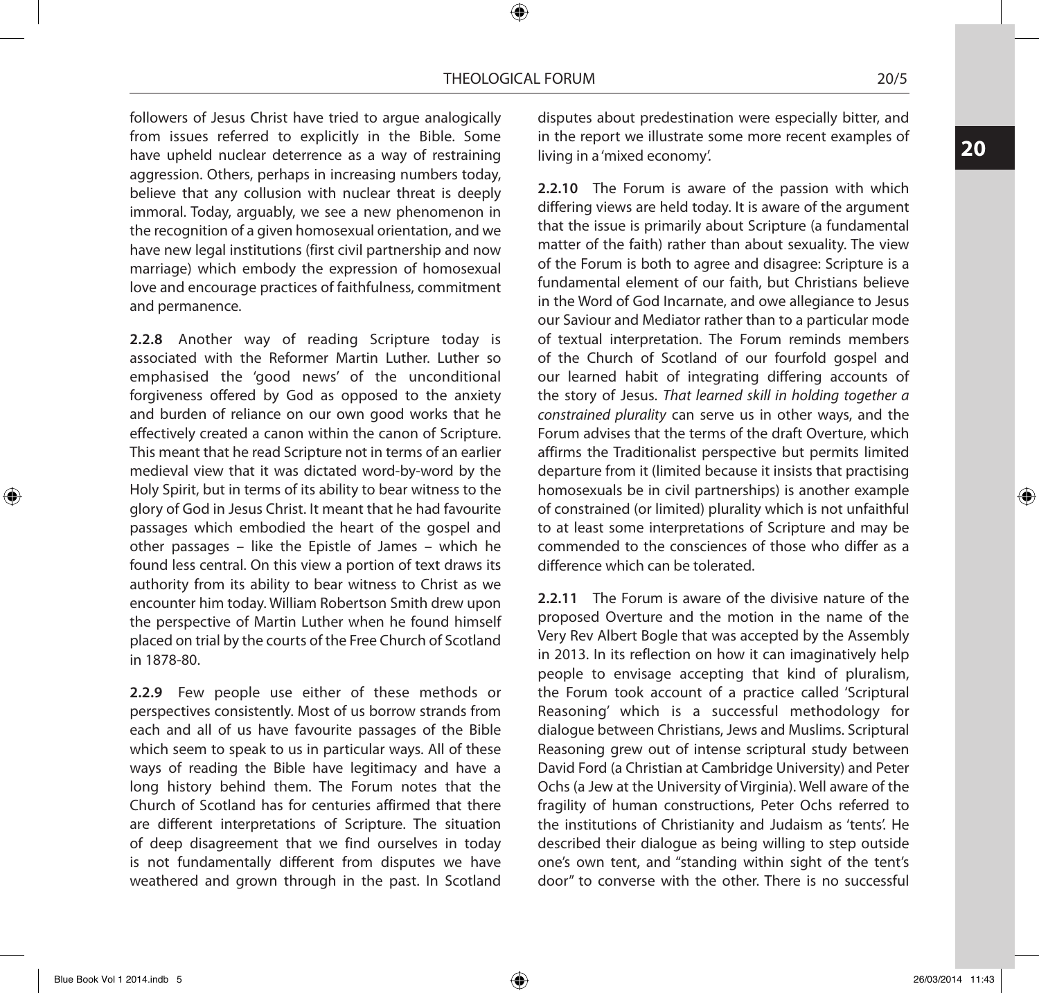followers of Jesus Christ have tried to argue analogically from issues referred to explicitly in the Bible. Some have upheld nuclear deterrence as a way of restraining aggression. Others, perhaps in increasing numbers today, believe that any collusion with nuclear threat is deeply immoral. Today, arguably, we see a new phenomenon in the recognition of a given homosexual orientation, and we have new legal institutions (first civil partnership and now marriage) which embody the expression of homosexual love and encourage practices of faithfulness, commitment and permanence.

**2.2.8** Another way of reading Scripture today is associated with the Reformer Martin Luther. Luther so emphasised the 'good news' of the unconditional forgiveness offered by God as opposed to the anxiety and burden of reliance on our own good works that he effectively created a canon within the canon of Scripture. This meant that he read Scripture not in terms of an earlier medieval view that it was dictated word-by-word by the Holy Spirit, but in terms of its ability to bear witness to the glory of God in Jesus Christ. It meant that he had favourite passages which embodied the heart of the gospel and other passages – like the Epistle of James – which he found less central. On this view a portion of text draws its authority from its ability to bear witness to Christ as we encounter him today. William Robertson Smith drew upon the perspective of Martin Luther when he found himself placed on trial by the courts of the Free Church of Scotland in 1878-80.

**2.2.9** Few people use either of these methods or perspectives consistently. Most of us borrow strands from each and all of us have favourite passages of the Bible which seem to speak to us in particular ways. All of these ways of reading the Bible have legitimacy and have a long history behind them. The Forum notes that the Church of Scotland has for centuries affirmed that there are different interpretations of Scripture. The situation of deep disagreement that we find ourselves in today is not fundamentally different from disputes we have weathered and grown through in the past. In Scotland disputes about predestination were especially bitter, and in the report we illustrate some more recent examples of living in a 'mixed economy'.

**2.2.10** The Forum is aware of the passion with which differing views are held today. It is aware of the argument that the issue is primarily about Scripture (a fundamental matter of the faith) rather than about sexuality. The view of the Forum is both to agree and disagree: Scripture is a fundamental element of our faith, but Christians believe in the Word of God Incarnate, and owe allegiance to Jesus our Saviour and Mediator rather than to a particular mode of textual interpretation. The Forum reminds members of the Church of Scotland of our fourfold gospel and our learned habit of integrating differing accounts of the story of Jesus. *That learned skill in holding together a constrained plurality* can serve us in other ways, and the Forum advises that the terms of the draft Overture, which affirms the Traditionalist perspective but permits limited departure from it (limited because it insists that practising homosexuals be in civil partnerships) is another example of constrained (or limited) plurality which is not unfaithful to at least some interpretations of Scripture and may be commended to the consciences of those who differ as a difference which can be tolerated.

**2.2.11** The Forum is aware of the divisive nature of the proposed Overture and the motion in the name of the Very Rev Albert Bogle that was accepted by the Assembly in 2013. In its reflection on how it can imaginatively help people to envisage accepting that kind of pluralism, the Forum took account of a practice called 'Scriptural Reasoning' which is a successful methodology for dialogue between Christians, Jews and Muslims. Scriptural Reasoning grew out of intense scriptural study between David Ford (a Christian at Cambridge University) and Peter Ochs (a Jew at the University of Virginia). Well aware of the fragility of human constructions, Peter Ochs referred to the institutions of Christianity and Judaism as 'tents'. He described their dialogue as being willing to step outside one's own tent, and "standing within sight of the tent's door" to converse with the other. There is no successful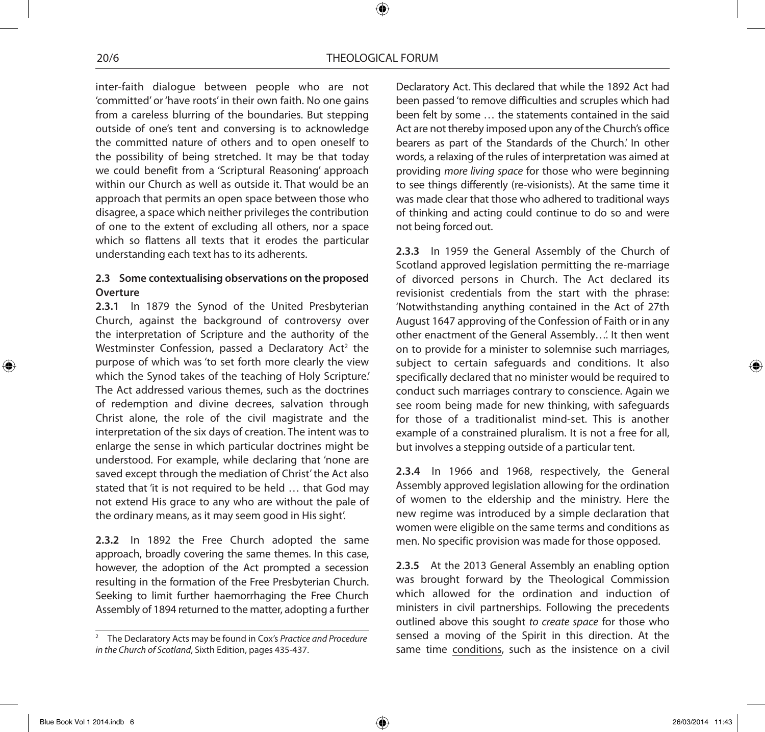inter-faith dialogue between people who are not 'committed' or 'have roots' in their own faith. No one gains from a careless blurring of the boundaries. But stepping outside of one's tent and conversing is to acknowledge the committed nature of others and to open oneself to the possibility of being stretched. It may be that today we could benefit from a 'Scriptural Reasoning' approach within our Church as well as outside it. That would be an approach that permits an open space between those who disagree, a space which neither privileges the contribution of one to the extent of excluding all others, nor a space which so flattens all texts that it erodes the particular understanding each text has to its adherents.

**2.3 Some contextualising observations on the proposed Overture**

**2.3.1** In 1879 the Synod of the United Presbyterian Church, against the background of controversy over the interpretation of Scripture and the authority of the Westminster Confession, passed a Declaratory Act[2] the purpose of which was 'to set forth more clearly the view which the Synod takes of the teaching of Holy Scripture.' The Act addressed various themes, such as the doctrines of redemption and divine decrees, salvation through Christ alone, the role of the civil magistrate and the interpretation of the six days of creation. The intent was to enlarge the sense in which particular doctrines might be understood. For example, while declaring that 'none are saved except through the mediation of Christ' the Act also stated that 'it is not required to be held … that God may not extend His grace to any who are without the pale of the ordinary means, as it may seem good in His sight'.

**2.3.2** In 1892 the Free Church adopted the same approach, broadly covering the same themes. In this case, however, the adoption of the Act prompted a secession resulting in the formation of the Free Presbyterian Church. Seeking to limit further haemorrhaging the Free Church Assembly of 1894 returned to the matter, adopting a further Declaratory Act. This declared that while the 1892 Act had been passed 'to remove difficulties and scruples which had been felt by some … the statements contained in the said Act are not thereby imposed upon any of the Church's office bearers as part of the Standards of the Church.' In other words, a relaxing of the rules of interpretation was aimed at providing *more living space* for those who were beginning to see things differently (re-visionists). At the same time it was made clear that those who adhered to traditional ways of thinking and acting could continue to do so and were not being forced out.

**2.3.3** In 1959 the General Assembly of the Church of Scotland approved legislation permitting the re-marriage of divorced persons in Church. The Act declared its revisionist credentials from the start with the phrase: 'Notwithstanding anything contained in the Act of 27th August 1647 approving of the Confession of Faith or in any other enactment of the General Assembly…'. It then went on to provide for a minister to solemnise such marriages, subject to certain safeguards and conditions. It also specifically declared that no minister would be required to conduct such marriages contrary to conscience. Again we see room being made for new thinking, with safeguards for those of a traditionalist mind-set. This is another example of a constrained pluralism. It is not a free for all, but involves a stepping outside of a particular tent.

**2.3.4** In 1966 and 1968, respectively, the General Assembly approved legislation allowing for the ordination of women to the eldership and the ministry. Here the new regime was introduced by a simple declaration that women were eligible on the same terms and conditions as men. No specific provision was made for those opposed.

**2.3.5** At the 2013 General Assembly an enabling option was brought forward by the Theological Commission which allowed for the ordination and induction of ministers in civil partnerships. Following the precedents outlined above this sought *to create space* for those who sensed a moving of the Spirit in this direction. At the same time conditions, such as the insistence on a civil

---

[2] The Declaratory Acts may be found in Cox's *Practice and Procedure in the Church of Scotland*, Sixth Edition, pages 435-437.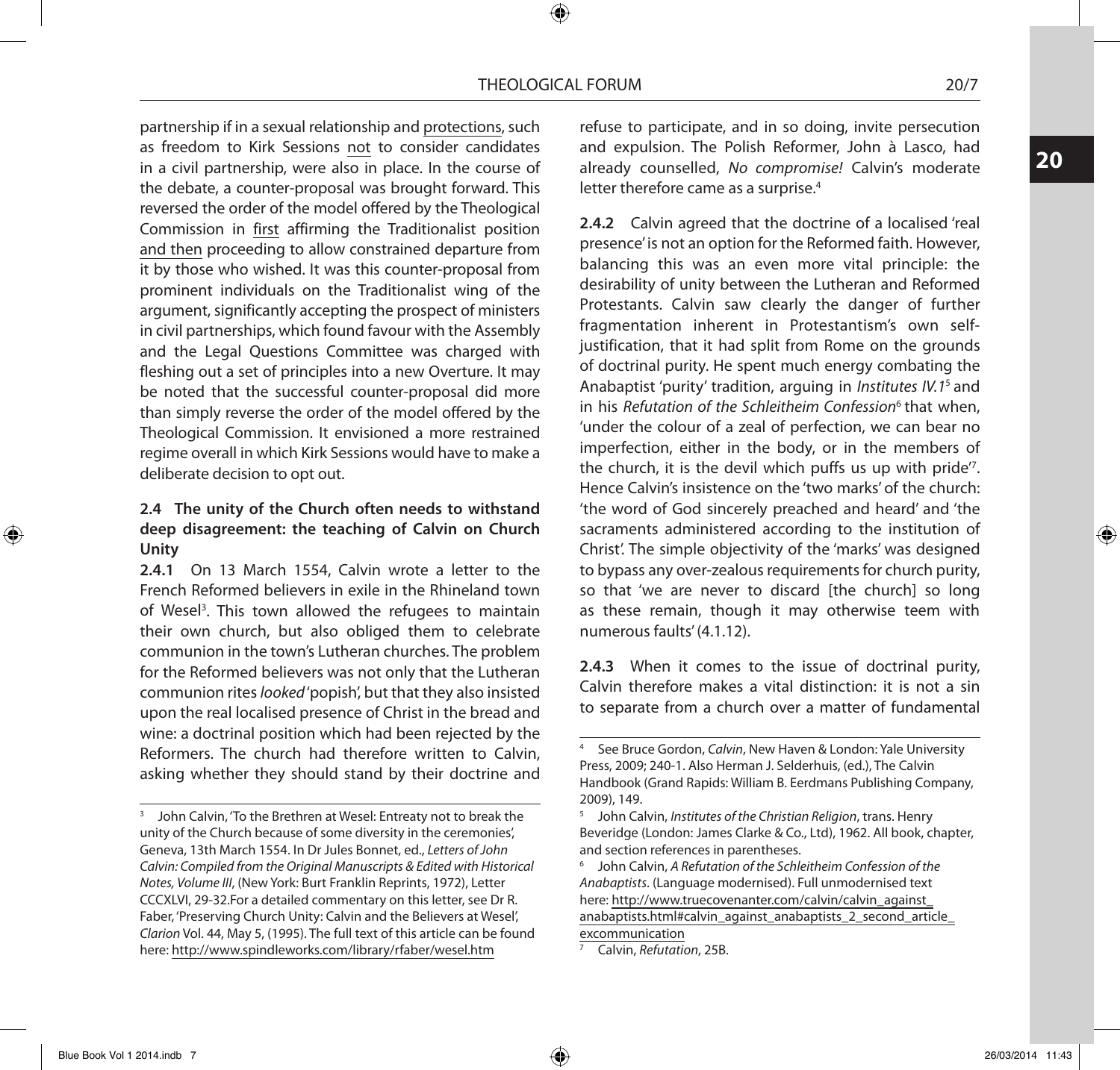partnership if in a sexual relationship and protections, such as freedom to Kirk Sessions not to consider candidates in a civil partnership, were also in place. In the course of the debate, a counter-proposal was brought forward. This reversed the order of the model offered by the Theological Commission in first affirming the Traditionalist position and then proceeding to allow constrained departure from it by those who wished. It was this counter-proposal from prominent individuals on the Traditionalist wing of the argument, significantly accepting the prospect of ministers in civil partnerships, which found favour with the Assembly and the Legal Questions Committee was charged with fleshing out a set of principles into a new Overture. It may be noted that the successful counter-proposal did more than simply reverse the order of the model offered by the Theological Commission. It envisioned a more restrained regime overall in which Kirk Sessions would have to make a deliberate decision to opt out.

**2.4 The unity of the Church often needs to withstand deep disagreement: the teaching of Calvin on Church Unity**

**2.4.1** On 13 March 1554, Calvin wrote a letter to the French Reformed believers in exile in the Rhineland town of Wesel[3]. This town allowed the refugees to maintain their own church, but also obliged them to celebrate communion in the town's Lutheran churches. The problem for the Reformed believers was not only that the Lutheran communion rites *looked* 'popish', but that they also insisted upon the real localised presence of Christ in the bread and wine: a doctrinal position which had been rejected by the Reformers. The church had therefore written to Calvin, asking whether they should stand by their doctrine and refuse to participate, and in so doing, invite persecution and expulsion. The Polish Reformer, John à Lasco, had already counselled, *No compromise!* Calvin's moderate letter therefore came as a surprise.[4]

**2.4.2** Calvin agreed that the doctrine of a localised 'real presence' is not an option for the Reformed faith. However, balancing this was an even more vital principle: the desirability of unity between the Lutheran and Reformed Protestants. Calvin saw clearly the danger of further fragmentation inherent in Protestantism's own self-justification, that it had split from Rome on the grounds of doctrinal purity. He spent much energy combating the Anabaptist 'purity' tradition, arguing in *Institutes IV.1*[5] and in his *Refutation of the Schleitheim Confession*[6] that when, 'under the colour of a zeal of perfection, we can bear no imperfection, either in the body, or in the members of the church, it is the devil which puffs us up with pride'[7]. Hence Calvin's insistence on the 'two marks' of the church: 'the word of God sincerely preached and heard' and 'the sacraments administered according to the institution of Christ'. The simple objectivity of the 'marks' was designed to bypass any over-zealous requirements for church purity, so that 'we are never to discard [the church] so long as these remain, though it may otherwise teem with numerous faults' (4.1.12).

**2.4.3** When it comes to the issue of doctrinal purity, Calvin therefore makes a vital distinction: it is not a sin to separate from a church over a matter of fundamental

---

[3] John Calvin, 'To the Brethren at Wesel: Entreaty not to break the unity of the Church because of some diversity in the ceremonies', Geneva, 13th March 1554. In Dr Jules Bonnet, ed., *Letters of John Calvin: Compiled from the Original Manuscripts & Edited with Historical Notes, Volume III*, (New York: Burt Franklin Reprints, 1972), Letter CCCXLVI, 29-32.For a detailed commentary on this letter, see Dr R. Faber, 'Preserving Church Unity: Calvin and the Believers at Wesel', *Clarion* Vol. 44, May 5, (1995). The full text of this article can be found here: http://www.spindleworks.com/library/rfaber/wesel.htm

[4] See Bruce Gordon, *Calvin*, New Haven & London: Yale University Press, 2009; 240-1. Also Herman J. Selderhuis, (ed.), The Calvin Handbook (Grand Rapids: William B. Eerdmans Publishing Company, 2009), 149.

[5] John Calvin, *Institutes of the Christian Religion*, trans. Henry Beveridge (London: James Clarke & Co., Ltd), 1962. All book, chapter, and section references in parentheses.

[6] John Calvin, *A Refutation of the Schleitheim Confession of the Anabaptists*. (Language modernised). Full unmodernised text here: http://www.truecovenanter.com/calvin/calvin_against_anabaptists.html#calvin_against_anabaptists_2_second_article_excommunication

[7] Calvin, *Refutation*, 25B.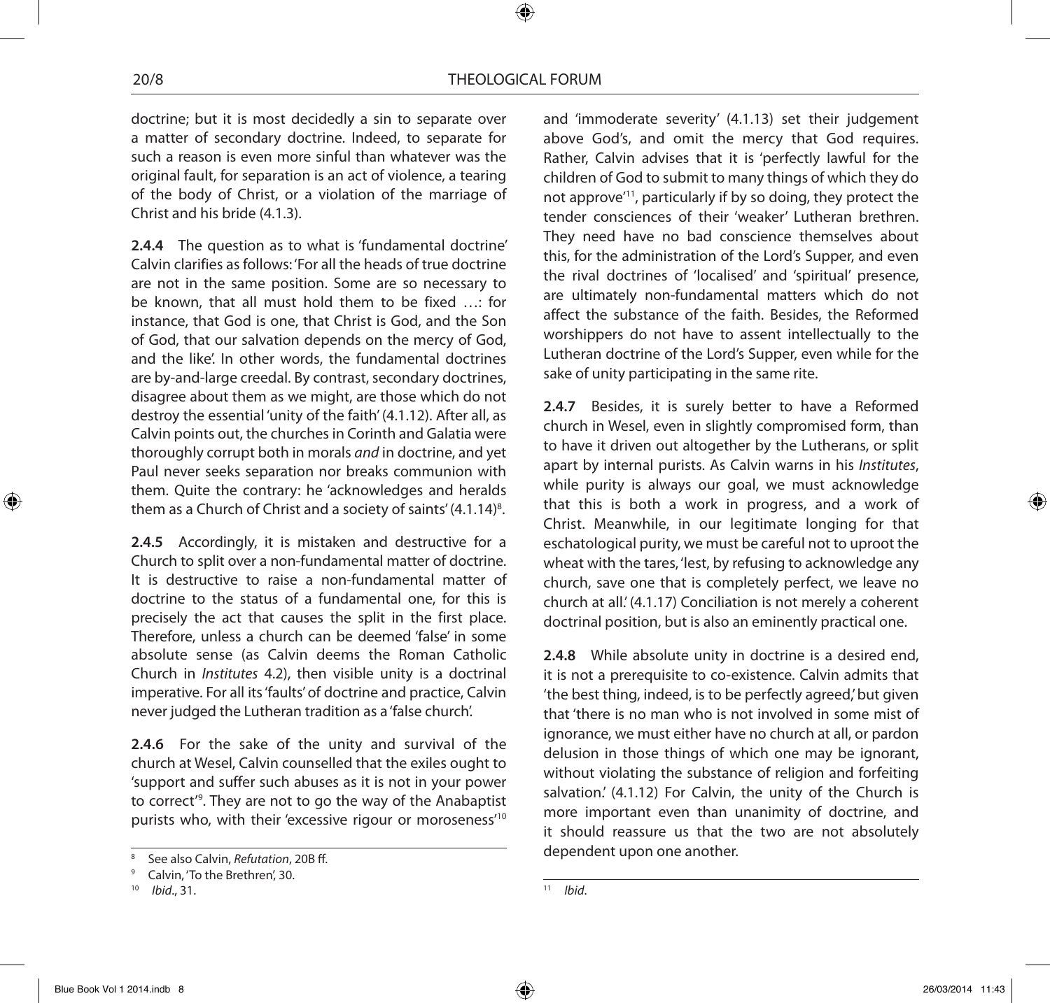doctrine; but it is most decidedly a sin to separate over a matter of secondary doctrine. Indeed, to separate for such a reason is even more sinful than whatever was the original fault, for separation is an act of violence, a tearing of the body of Christ, or a violation of the marriage of Christ and his bride (4.1.3).

**2.4.4** The question as to what is 'fundamental doctrine' Calvin clarifies as follows: 'For all the heads of true doctrine are not in the same position. Some are so necessary to be known, that all must hold them to be fixed …: for instance, that God is one, that Christ is God, and the Son of God, that our salvation depends on the mercy of God, and the like'. In other words, the fundamental doctrines are by-and-large creedal. By contrast, secondary doctrines, disagree about them as we might, are those which do not destroy the essential 'unity of the faith' (4.1.12). After all, as Calvin points out, the churches in Corinth and Galatia were thoroughly corrupt both in morals *and* in doctrine, and yet Paul never seeks separation nor breaks communion with them. Quite the contrary: he 'acknowledges and heralds them as a Church of Christ and a society of saints' (4.1.14)[8].

**2.4.5** Accordingly, it is mistaken and destructive for a Church to split over a non-fundamental matter of doctrine. It is destructive to raise a non-fundamental matter of doctrine to the status of a fundamental one, for this is precisely the act that causes the split in the first place. Therefore, unless a church can be deemed 'false' in some absolute sense (as Calvin deems the Roman Catholic Church in *Institutes* 4.2), then visible unity is a doctrinal imperative. For all its 'faults' of doctrine and practice, Calvin never judged the Lutheran tradition as a 'false church'.

**2.4.6** For the sake of the unity and survival of the church at Wesel, Calvin counselled that the exiles ought to 'support and suffer such abuses as it is not in your power to correct'[9]. They are not to go the way of the Anabaptist purists who, with their 'excessive rigour or moroseness'[10] and 'immoderate severity' (4.1.13) set their judgement above God's, and omit the mercy that God requires. Rather, Calvin advises that it is 'perfectly lawful for the children of God to submit to many things of which they do not approve'[11], particularly if by so doing, they protect the tender consciences of their 'weaker' Lutheran brethren. They need have no bad conscience themselves about this, for the administration of the Lord's Supper, and even the rival doctrines of 'localised' and 'spiritual' presence, are ultimately non-fundamental matters which do not affect the substance of the faith. Besides, the Reformed worshippers do not have to assent intellectually to the Lutheran doctrine of the Lord's Supper, even while for the sake of unity participating in the same rite.

**2.4.7** Besides, it is surely better to have a Reformed church in Wesel, even in slightly compromised form, than to have it driven out altogether by the Lutherans, or split apart by internal purists. As Calvin warns in his *Institutes*, while purity is always our goal, we must acknowledge that this is both a work in progress, and a work of Christ. Meanwhile, in our legitimate longing for that eschatological purity, we must be careful not to uproot the wheat with the tares, 'lest, by refusing to acknowledge any church, save one that is completely perfect, we leave no church at all.' (4.1.17) Conciliation is not merely a coherent doctrinal position, but is also an eminently practical one.

**2.4.8** While absolute unity in doctrine is a desired end, it is not a prerequisite to co-existence. Calvin admits that 'the best thing, indeed, is to be perfectly agreed,' but given that 'there is no man who is not involved in some mist of ignorance, we must either have no church at all, or pardon delusion in those things of which one may be ignorant, without violating the substance of religion and forfeiting salvation.' (4.1.12) For Calvin, the unity of the Church is more important even than unanimity of doctrine, and it should reassure us that the two are not absolutely dependent upon one another.

---

[8] See also Calvin, *Refutation*, 20B ff.

[9] Calvin, 'To the Brethren', 30.

[10] *Ibid*., 31.

[11] *Ibid*.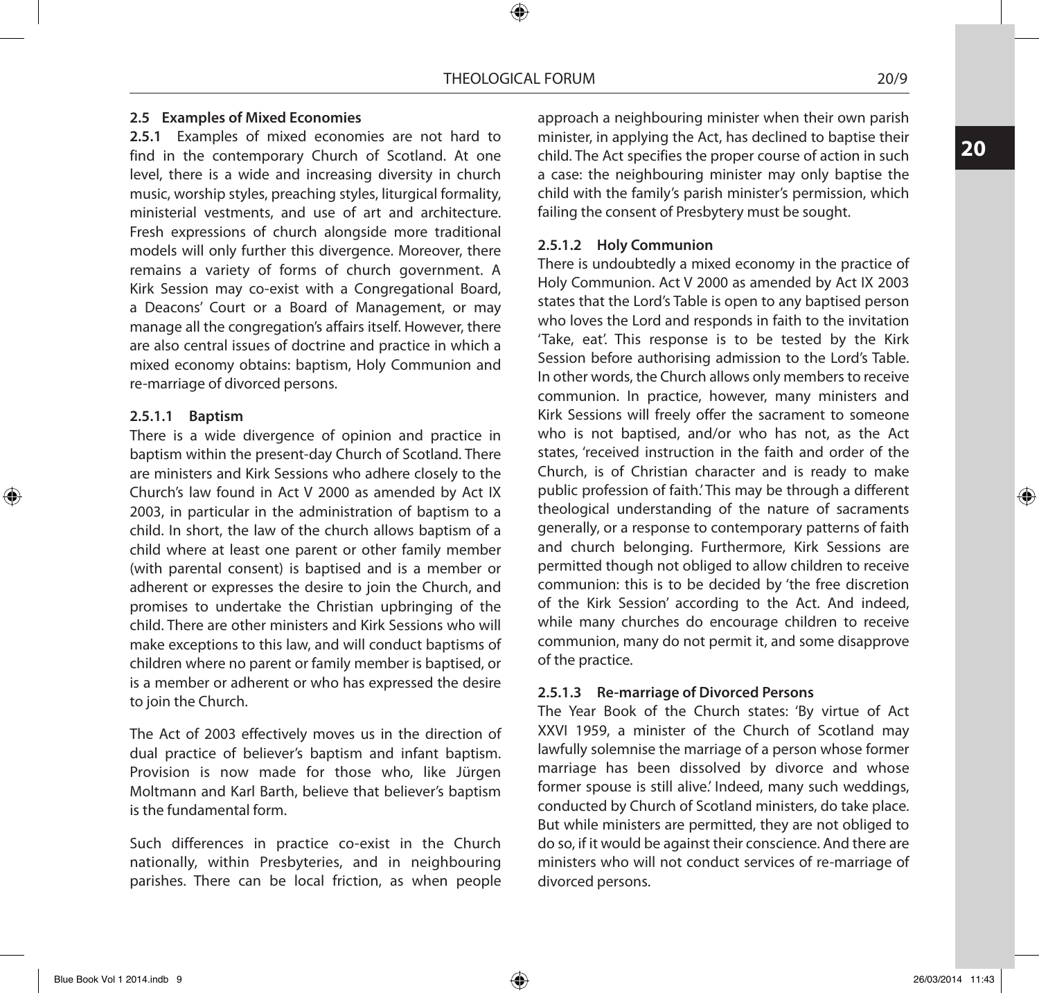### 2.5 Examples of Mixed Economies

**2.5.1** Examples of mixed economies are not hard to find in the contemporary Church of Scotland. At one level, there is a wide and increasing diversity in church music, worship styles, preaching styles, liturgical formality, ministerial vestments, and use of art and architecture. Fresh expressions of church alongside more traditional models will only further this divergence. Moreover, there remains a variety of forms of church government. A Kirk Session may co-exist with a Congregational Board, a Deacons' Court or a Board of Management, or may manage all the congregation's affairs itself. However, there are also central issues of doctrine and practice in which a mixed economy obtains: baptism, Holy Communion and re-marriage of divorced persons.

#### 2.5.1.1 Baptism

There is a wide divergence of opinion and practice in baptism within the present-day Church of Scotland. There are ministers and Kirk Sessions who adhere closely to the Church's law found in Act V 2000 as amended by Act IX 2003, in particular in the administration of baptism to a child. In short, the law of the church allows baptism of a child where at least one parent or other family member (with parental consent) is baptised and is a member or adherent or expresses the desire to join the Church, and promises to undertake the Christian upbringing of the child. There are other ministers and Kirk Sessions who will make exceptions to this law, and will conduct baptisms of children where no parent or family member is baptised, or is a member or adherent or who has expressed the desire to join the Church.

The Act of 2003 effectively moves us in the direction of dual practice of believer's baptism and infant baptism. Provision is now made for those who, like Jürgen Moltmann and Karl Barth, believe that believer's baptism is the fundamental form.

Such differences in practice co-exist in the Church nationally, within Presbyteries, and in neighbouring parishes. There can be local friction, as when people approach a neighbouring minister when their own parish minister, in applying the Act, has declined to baptise their child. The Act specifies the proper course of action in such a case: the neighbouring minister may only baptise the child with the family's parish minister's permission, which failing the consent of Presbytery must be sought.

#### 2.5.1.2 Holy Communion

There is undoubtedly a mixed economy in the practice of Holy Communion. Act V 2000 as amended by Act IX 2003 states that the Lord's Table is open to any baptised person who loves the Lord and responds in faith to the invitation 'Take, eat'. This response is to be tested by the Kirk Session before authorising admission to the Lord's Table. In other words, the Church allows only members to receive communion. In practice, however, many ministers and Kirk Sessions will freely offer the sacrament to someone who is not baptised, and/or who has not, as the Act states, 'received instruction in the faith and order of the Church, is of Christian character and is ready to make public profession of faith.' This may be through a different theological understanding of the nature of sacraments generally, or a response to contemporary patterns of faith and church belonging. Furthermore, Kirk Sessions are permitted though not obliged to allow children to receive communion: this is to be decided by 'the free discretion of the Kirk Session' according to the Act. And indeed, while many churches do encourage children to receive communion, many do not permit it, and some disapprove of the practice.

#### 2.5.1.3 Re-marriage of Divorced Persons

The Year Book of the Church states: 'By virtue of Act XXVI 1959, a minister of the Church of Scotland may lawfully solemnise the marriage of a person whose former marriage has been dissolved by divorce and whose former spouse is still alive.' Indeed, many such weddings, conducted by Church of Scotland ministers, do take place. But while ministers are permitted, they are not obliged to do so, if it would be against their conscience. And there are ministers who will not conduct services of re-marriage of divorced persons.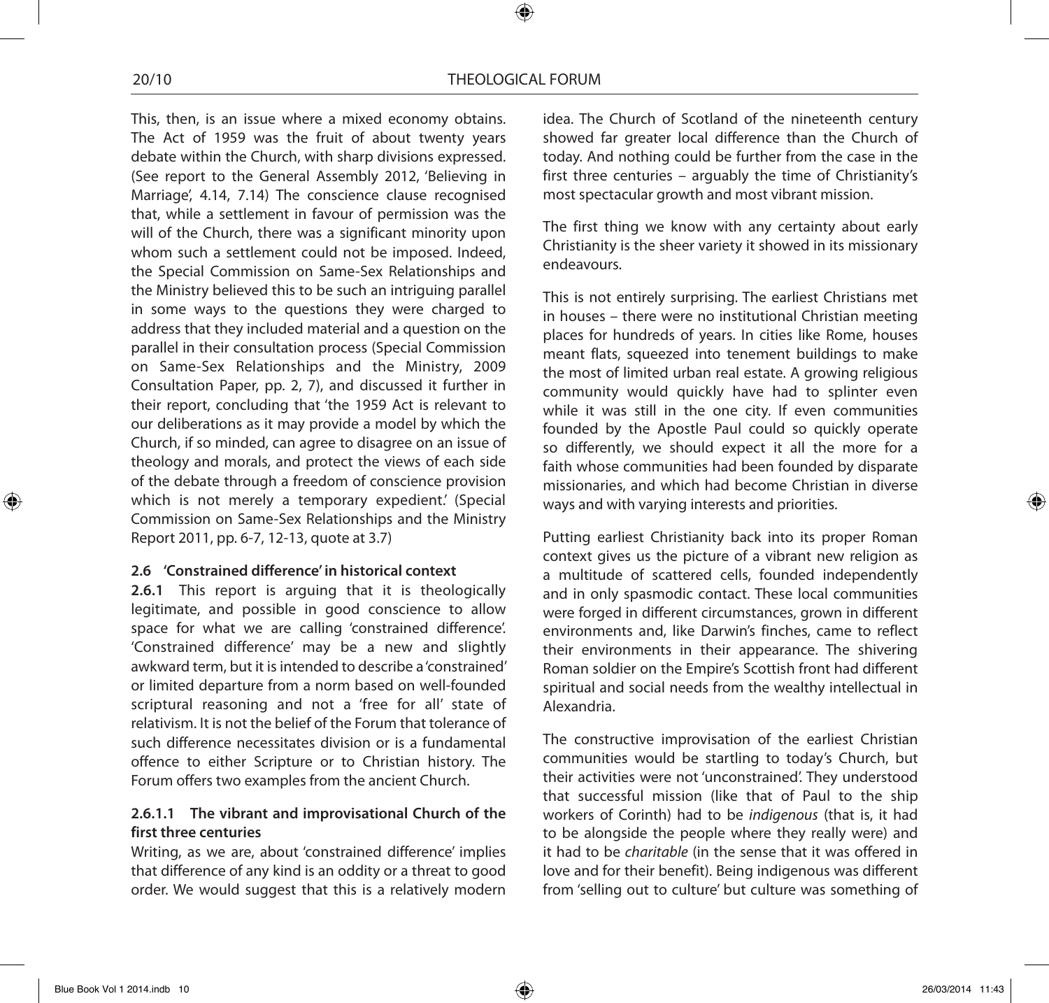This, then, is an issue where a mixed economy obtains. The Act of 1959 was the fruit of about twenty years debate within the Church, with sharp divisions expressed. (See report to the General Assembly 2012, 'Believing in Marriage', 4.14, 7.14) The conscience clause recognised that, while a settlement in favour of permission was the will of the Church, there was a significant minority upon whom such a settlement could not be imposed. Indeed, the Special Commission on Same-Sex Relationships and the Ministry believed this to be such an intriguing parallel in some ways to the questions they were charged to address that they included material and a question on the parallel in their consultation process (Special Commission on Same-Sex Relationships and the Ministry, 2009 Consultation Paper, pp. 2, 7), and discussed it further in their report, concluding that 'the 1959 Act is relevant to our deliberations as it may provide a model by which the Church, if so minded, can agree to disagree on an issue of theology and morals, and protect the views of each side of the debate through a freedom of conscience provision which is not merely a temporary expedient.' (Special Commission on Same-Sex Relationships and the Ministry Report 2011, pp. 6-7, 12-13, quote at 3.7)

### 2.6 'Constrained difference' in historical context

**2.6.1** This report is arguing that it is theologically legitimate, and possible in good conscience to allow space for what we are calling 'constrained difference'. 'Constrained difference' may be a new and slightly awkward term, but it is intended to describe a 'constrained' or limited departure from a norm based on well-founded scriptural reasoning and not a 'free for all' state of relativism. It is not the belief of the Forum that tolerance of such difference necessitates division or is a fundamental offence to either Scripture or to Christian history. The Forum offers two examples from the ancient Church.

#### 2.6.1.1 The vibrant and improvisational Church of the first three centuries

Writing, as we are, about 'constrained difference' implies that difference of any kind is an oddity or a threat to good order. We would suggest that this is a relatively modern idea. The Church of Scotland of the nineteenth century showed far greater local difference than the Church of today. And nothing could be further from the case in the first three centuries – arguably the time of Christianity's most spectacular growth and most vibrant mission.

The first thing we know with any certainty about early Christianity is the sheer variety it showed in its missionary endeavours.

This is not entirely surprising. The earliest Christians met in houses – there were no institutional Christian meeting places for hundreds of years. In cities like Rome, houses meant flats, squeezed into tenement buildings to make the most of limited urban real estate. A growing religious community would quickly have had to splinter even while it was still in the one city. If even communities founded by the Apostle Paul could so quickly operate so differently, we should expect it all the more for a faith whose communities had been founded by disparate missionaries, and which had become Christian in diverse ways and with varying interests and priorities.

Putting earliest Christianity back into its proper Roman context gives us the picture of a vibrant new religion as a multitude of scattered cells, founded independently and in only spasmodic contact. These local communities were forged in different circumstances, grown in different environments and, like Darwin's finches, came to reflect their environments in their appearance. The shivering Roman soldier on the Empire's Scottish front had different spiritual and social needs from the wealthy intellectual in Alexandria.

The constructive improvisation of the earliest Christian communities would be startling to today's Church, but their activities were not 'unconstrained'. They understood that successful mission (like that of Paul to the ship workers of Corinth) had to be *indigenous* (that is, it had to be alongside the people where they really were) and it had to be *charitable* (in the sense that it was offered in love and for their benefit). Being indigenous was different from 'selling out to culture' but culture was something of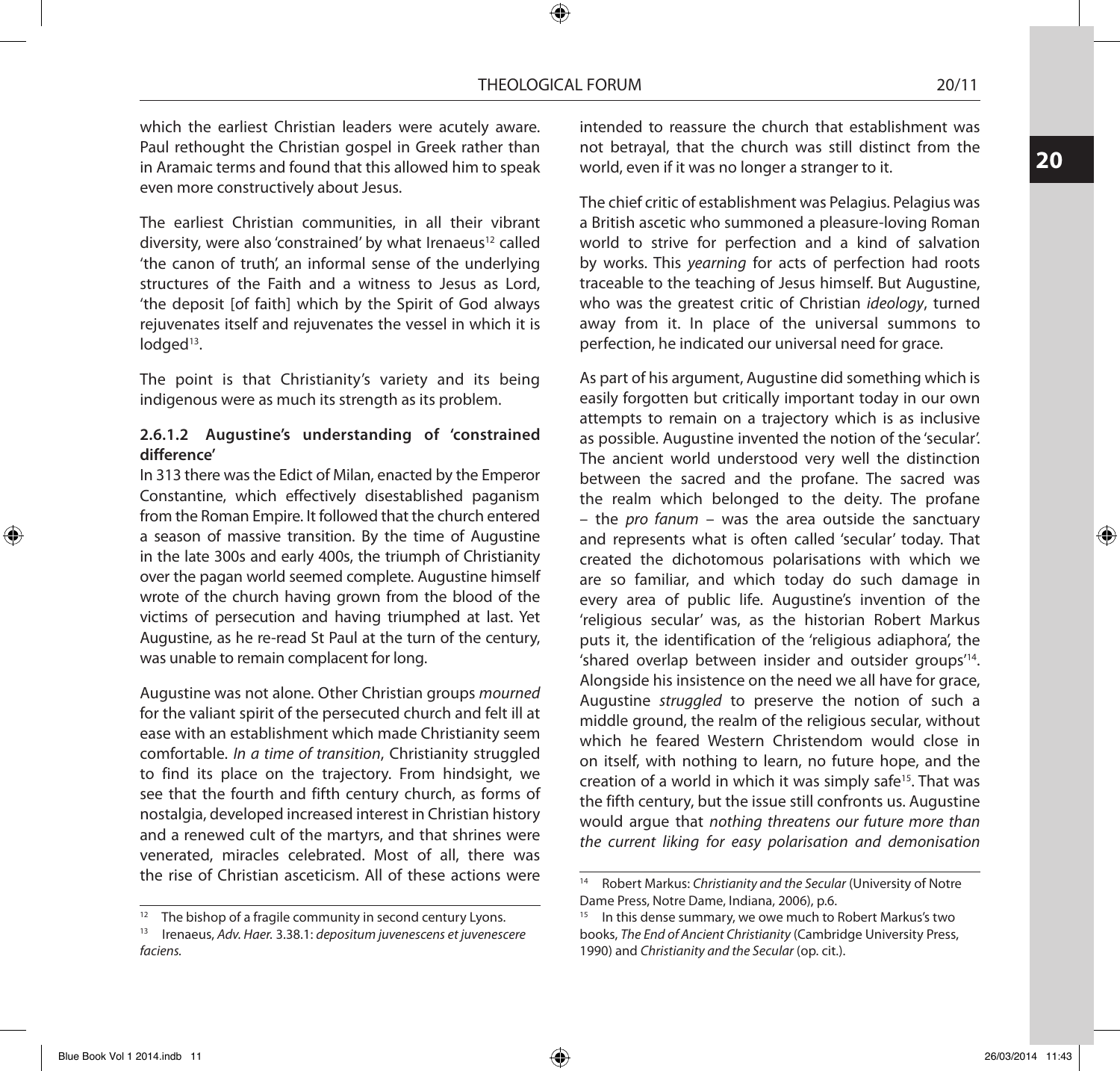which the earliest Christian leaders were acutely aware. Paul rethought the Christian gospel in Greek rather than in Aramaic terms and found that this allowed him to speak even more constructively about Jesus.

The earliest Christian communities, in all their vibrant diversity, were also 'constrained' by what Irenaeus[12] called 'the canon of truth', an informal sense of the underlying structures of the Faith and a witness to Jesus as Lord, 'the deposit [of faith] which by the Spirit of God always rejuvenates itself and rejuvenates the vessel in which it is lodged[13].

The point is that Christianity's variety and its being indigenous were as much its strength as its problem.

#### 2.6.1.2 Augustine's understanding of 'constrained difference'

In 313 there was the Edict of Milan, enacted by the Emperor Constantine, which effectively disestablished paganism from the Roman Empire. It followed that the church entered a season of massive transition. By the time of Augustine in the late 300s and early 400s, the triumph of Christianity over the pagan world seemed complete. Augustine himself wrote of the church having grown from the blood of the victims of persecution and having triumphed at last. Yet Augustine, as he re-read St Paul at the turn of the century, was unable to remain complacent for long.

Augustine was not alone. Other Christian groups *mourned* for the valiant spirit of the persecuted church and felt ill at ease with an establishment which made Christianity seem comfortable. *In a time of transition*, Christianity struggled to find its place on the trajectory. From hindsight, we see that the fourth and fifth century church, as forms of nostalgia, developed increased interest in Christian history and a renewed cult of the martyrs, and that shrines were venerated, miracles celebrated. Most of all, there was the rise of Christian asceticism. All of these actions were intended to reassure the church that establishment was not betrayal, that the church was still distinct from the world, even if it was no longer a stranger to it.

The chief critic of establishment was Pelagius. Pelagius was a British ascetic who summoned a pleasure-loving Roman world to strive for perfection and a kind of salvation by works. This *yearning* for acts of perfection had roots traceable to the teaching of Jesus himself. But Augustine, who was the greatest critic of Christian *ideology*, turned away from it. In place of the universal summons to perfection, he indicated our universal need for grace.

As part of his argument, Augustine did something which is easily forgotten but critically important today in our own attempts to remain on a trajectory which is as inclusive as possible. Augustine invented the notion of the 'secular'. The ancient world understood very well the distinction between the sacred and the profane. The sacred was the realm which belonged to the deity. The profane – the *pro fanum* – was the area outside the sanctuary and represents what is often called 'secular' today. That created the dichotomous polarisations with which we are so familiar, and which today do such damage in every area of public life. Augustine's invention of the 'religious secular' was, as the historian Robert Markus puts it, the identification of the 'religious adiaphora', the 'shared overlap between insider and outsider groups'[14]. Alongside his insistence on the need we all have for grace, Augustine *struggled* to preserve the notion of such a middle ground, the realm of the religious secular, without which he feared Western Christendom would close in on itself, with nothing to learn, no future hope, and the creation of a world in which it was simply safe[15]. That was the fifth century, but the issue still confronts us. Augustine would argue that *nothing threatens our future more than the current liking for easy polarisation and demonisation*

---

[12] The bishop of a fragile community in second century Lyons.

[13] Irenaeus, *Adv. Haer.* 3.38.1: *depositum juvenescens et juvenescere faciens.*

[14] Robert Markus: *Christianity and the Secular* (University of Notre Dame Press, Notre Dame, Indiana, 2006), p.6.

[15] In this dense summary, we owe much to Robert Markus's two books, *The End of Ancient Christianity* (Cambridge University Press, 1990) and *Christianity and the Secular* (op. cit.).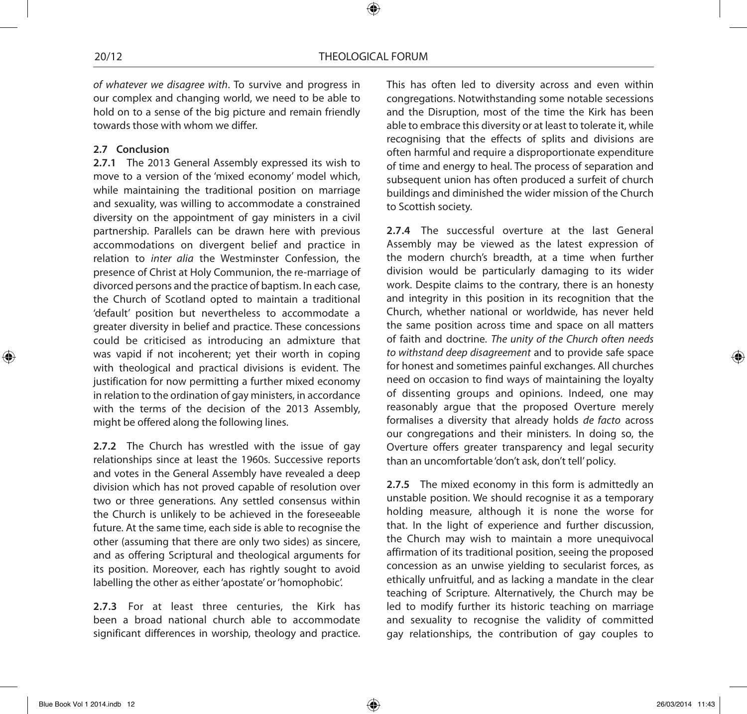*of whatever we disagree with*. To survive and progress in our complex and changing world, we need to be able to hold on to a sense of the big picture and remain friendly towards those with whom we differ.

### 2.7 Conclusion

**2.7.1** The 2013 General Assembly expressed its wish to move to a version of the 'mixed economy' model which, while maintaining the traditional position on marriage and sexuality, was willing to accommodate a constrained diversity on the appointment of gay ministers in a civil partnership. Parallels can be drawn here with previous accommodations on divergent belief and practice in relation to *inter alia* the Westminster Confession, the presence of Christ at Holy Communion, the re-marriage of divorced persons and the practice of baptism. In each case, the Church of Scotland opted to maintain a traditional 'default' position but nevertheless to accommodate a greater diversity in belief and practice. These concessions could be criticised as introducing an admixture that was vapid if not incoherent; yet their worth in coping with theological and practical divisions is evident. The justification for now permitting a further mixed economy in relation to the ordination of gay ministers, in accordance with the terms of the decision of the 2013 Assembly, might be offered along the following lines.

**2.7.2** The Church has wrestled with the issue of gay relationships since at least the 1960s. Successive reports and votes in the General Assembly have revealed a deep division which has not proved capable of resolution over two or three generations. Any settled consensus within the Church is unlikely to be achieved in the foreseeable future. At the same time, each side is able to recognise the other (assuming that there are only two sides) as sincere, and as offering Scriptural and theological arguments for its position. Moreover, each has rightly sought to avoid labelling the other as either 'apostate' or 'homophobic'.

**2.7.3** For at least three centuries, the Kirk has been a broad national church able to accommodate significant differences in worship, theology and practice. This has often led to diversity across and even within congregations. Notwithstanding some notable secessions and the Disruption, most of the time the Kirk has been able to embrace this diversity or at least to tolerate it, while recognising that the effects of splits and divisions are often harmful and require a disproportionate expenditure of time and energy to heal. The process of separation and subsequent union has often produced a surfeit of church buildings and diminished the wider mission of the Church to Scottish society.

**2.7.4** The successful overture at the last General Assembly may be viewed as the latest expression of the modern church's breadth, at a time when further division would be particularly damaging to its wider work. Despite claims to the contrary, there is an honesty and integrity in this position in its recognition that the Church, whether national or worldwide, has never held the same position across time and space on all matters of faith and doctrine. *The unity of the Church often needs to withstand deep disagreement* and to provide safe space for honest and sometimes painful exchanges. All churches need on occasion to find ways of maintaining the loyalty of dissenting groups and opinions. Indeed, one may reasonably argue that the proposed Overture merely formalises a diversity that already holds *de facto* across our congregations and their ministers. In doing so, the Overture offers greater transparency and legal security than an uncomfortable 'don't ask, don't tell' policy.

**2.7.5** The mixed economy in this form is admittedly an unstable position. We should recognise it as a temporary holding measure, although it is none the worse for that. In the light of experience and further discussion, the Church may wish to maintain a more unequivocal affirmation of its traditional position, seeing the proposed concession as an unwise yielding to secularist forces, as ethically unfruitful, and as lacking a mandate in the clear teaching of Scripture. Alternatively, the Church may be led to modify further its historic teaching on marriage and sexuality to recognise the validity of committed gay relationships, the contribution of gay couples to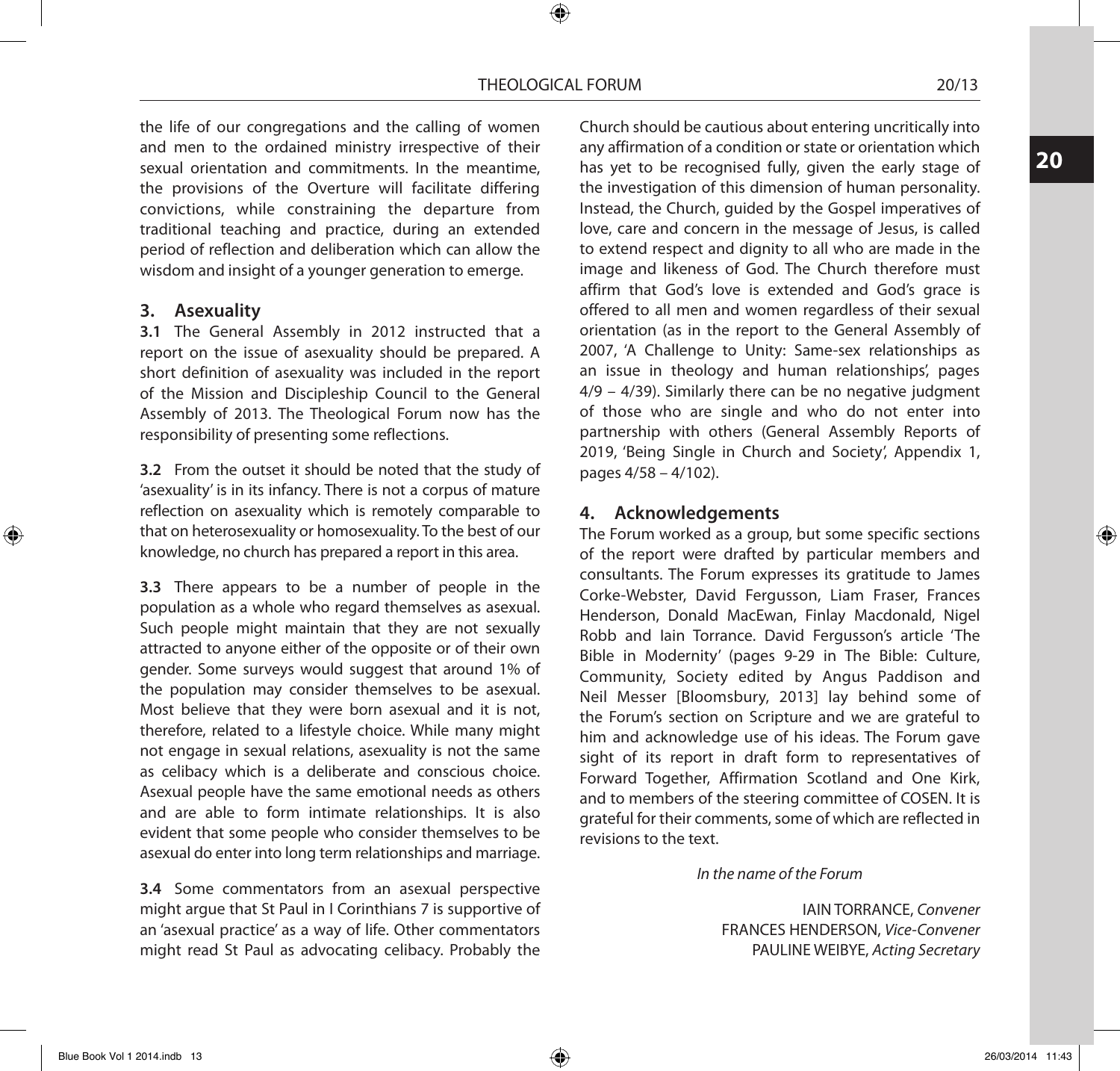the life of our congregations and the calling of women and men to the ordained ministry irrespective of their sexual orientation and commitments. In the meantime, the provisions of the Overture will facilitate differing convictions, while constraining the departure from traditional teaching and practice, during an extended period of reflection and deliberation which can allow the wisdom and insight of a younger generation to emerge.

## 3. Asexuality

**3.1** The General Assembly in 2012 instructed that a report on the issue of asexuality should be prepared. A short definition of asexuality was included in the report of the Mission and Discipleship Council to the General Assembly of 2013. The Theological Forum now has the responsibility of presenting some reflections.

**3.2** From the outset it should be noted that the study of 'asexuality' is in its infancy. There is not a corpus of mature reflection on asexuality which is remotely comparable to that on heterosexuality or homosexuality. To the best of our knowledge, no church has prepared a report in this area.

**3.3** There appears to be a number of people in the population as a whole who regard themselves as asexual. Such people might maintain that they are not sexually attracted to anyone either of the opposite or of their own gender. Some surveys would suggest that around 1% of the population may consider themselves to be asexual. Most believe that they were born asexual and it is not, therefore, related to a lifestyle choice. While many might not engage in sexual relations, asexuality is not the same as celibacy which is a deliberate and conscious choice. Asexual people have the same emotional needs as others and are able to form intimate relationships. It is also evident that some people who consider themselves to be asexual do enter into long term relationships and marriage.

**3.4** Some commentators from an asexual perspective might argue that St Paul in I Corinthians 7 is supportive of an 'asexual practice' as a way of life. Other commentators might read St Paul as advocating celibacy. Probably the Church should be cautious about entering uncritically into any affirmation of a condition or state or orientation which has yet to be recognised fully, given the early stage of the investigation of this dimension of human personality. Instead, the Church, guided by the Gospel imperatives of love, care and concern in the message of Jesus, is called to extend respect and dignity to all who are made in the image and likeness of God. The Church therefore must affirm that God's love is extended and God's grace is offered to all men and women regardless of their sexual orientation (as in the report to the General Assembly of 2007, 'A Challenge to Unity: Same-sex relationships as an issue in theology and human relationships', pages 4/9 – 4/39). Similarly there can be no negative judgment of those who are single and who do not enter into partnership with others (General Assembly Reports of 2019, 'Being Single in Church and Society', Appendix 1, pages 4/58 – 4/102).

## 4. Acknowledgements

The Forum worked as a group, but some specific sections of the report were drafted by particular members and consultants. The Forum expresses its gratitude to James Corke-Webster, David Fergusson, Liam Fraser, Frances Henderson, Donald MacEwan, Finlay Macdonald, Nigel Robb and Iain Torrance. David Fergusson's article 'The Bible in Modernity' (pages 9-29 in The Bible: Culture, Community, Society edited by Angus Paddison and Neil Messer [Bloomsbury, 2013] lay behind some of the Forum's section on Scripture and we are grateful to him and acknowledge use of his ideas. The Forum gave sight of its report in draft form to representatives of Forward Together, Affirmation Scotland and One Kirk, and to members of the steering committee of COSEN. It is grateful for their comments, some of which are reflected in revisions to the text.

*In the name of the Forum*

IAIN TORRANCE, *Convener*
FRANCES HENDERSON, *Vice-Convener*
PAULINE WEIBYE, *Acting Secretary*